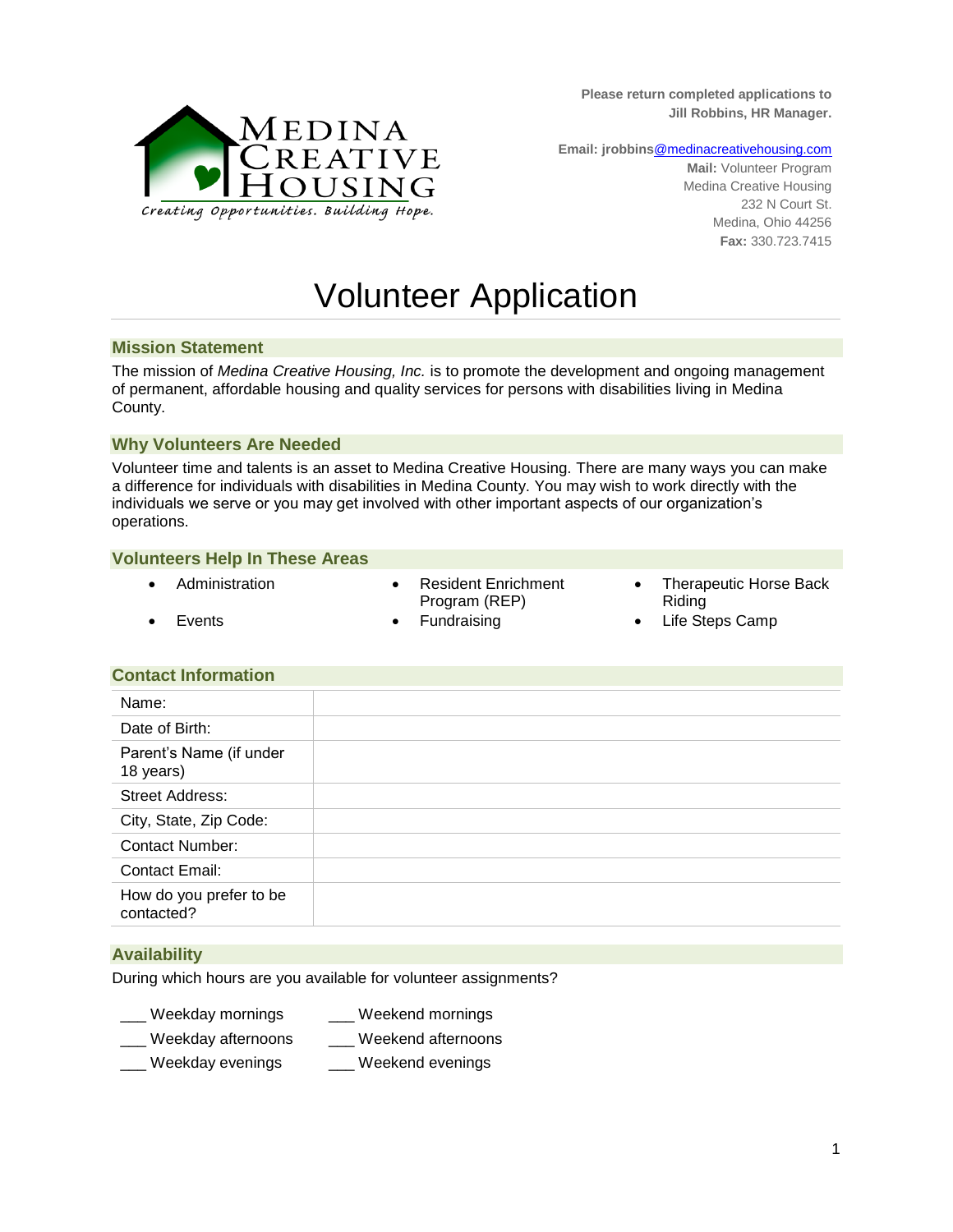MEDINA CREATIVE HOUSING

*Creating Opportunities. Building Hope.*

**Please return completed applications to Jill Robbins, HR Manager.**

**Email:** jrobbins@medinacreativehousing.com
**Mail:** Volunteer Program
Medina Creative Housing
232 N Court St.
Medina, Ohio 44256
**Fax:** 330.723.7415

# Volunteer Application

## Mission Statement

The mission of *Medina Creative Housing, Inc.* is to promote the development and ongoing management of permanent, affordable housing and quality services for persons with disabilities living in Medina County.

## Why Volunteers Are Needed

Volunteer time and talents is an asset to Medina Creative Housing. There are many ways you can make a difference for individuals with disabilities in Medina County. You may wish to work directly with the individuals we serve or you may get involved with other important aspects of our organization's operations.

## Volunteers Help In These Areas

- Administration
- Events
- Resident Enrichment Program (REP)
- Fundraising
- Therapeutic Horse Back Riding
- Life Steps Camp

## Contact Information

| | |
|---|---|
| Name: | |
| Date of Birth: | |
| Parent's Name (if under 18 years) | |
| Street Address: | |
| City, State, Zip Code: | |
| Contact Number: | |
| Contact Email: | |
| How do you prefer to be contacted? | |

## Availability

During which hours are you available for volunteer assignments?

___ Weekday mornings
___ Weekday afternoons
___ Weekday evenings

___ Weekend mornings
___ Weekend afternoons
___ Weekend evenings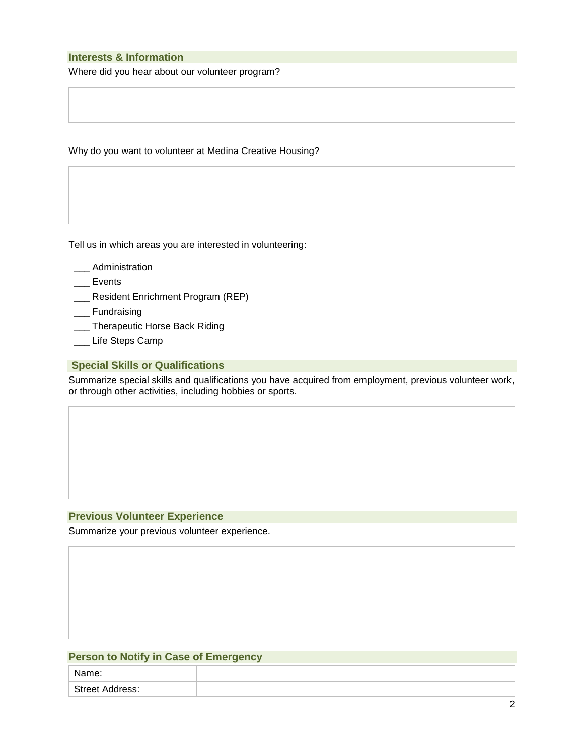## Interests & Information

Where did you hear about our volunteer program?

Why do you want to volunteer at Medina Creative Housing?

Tell us in which areas you are interested in volunteering:

___ Administration
___ Events
___ Resident Enrichment Program (REP)
___ Fundraising
___ Therapeutic Horse Back Riding
___ Life Steps Camp

## Special Skills or Qualifications

Summarize special skills and qualifications you have acquired from employment, previous volunteer work, or through other activities, including hobbies or sports.

## Previous Volunteer Experience

Summarize your previous volunteer experience.

## Person to Notify in Case of Emergency

| Name: | |
|---|---|
| Street Address: | |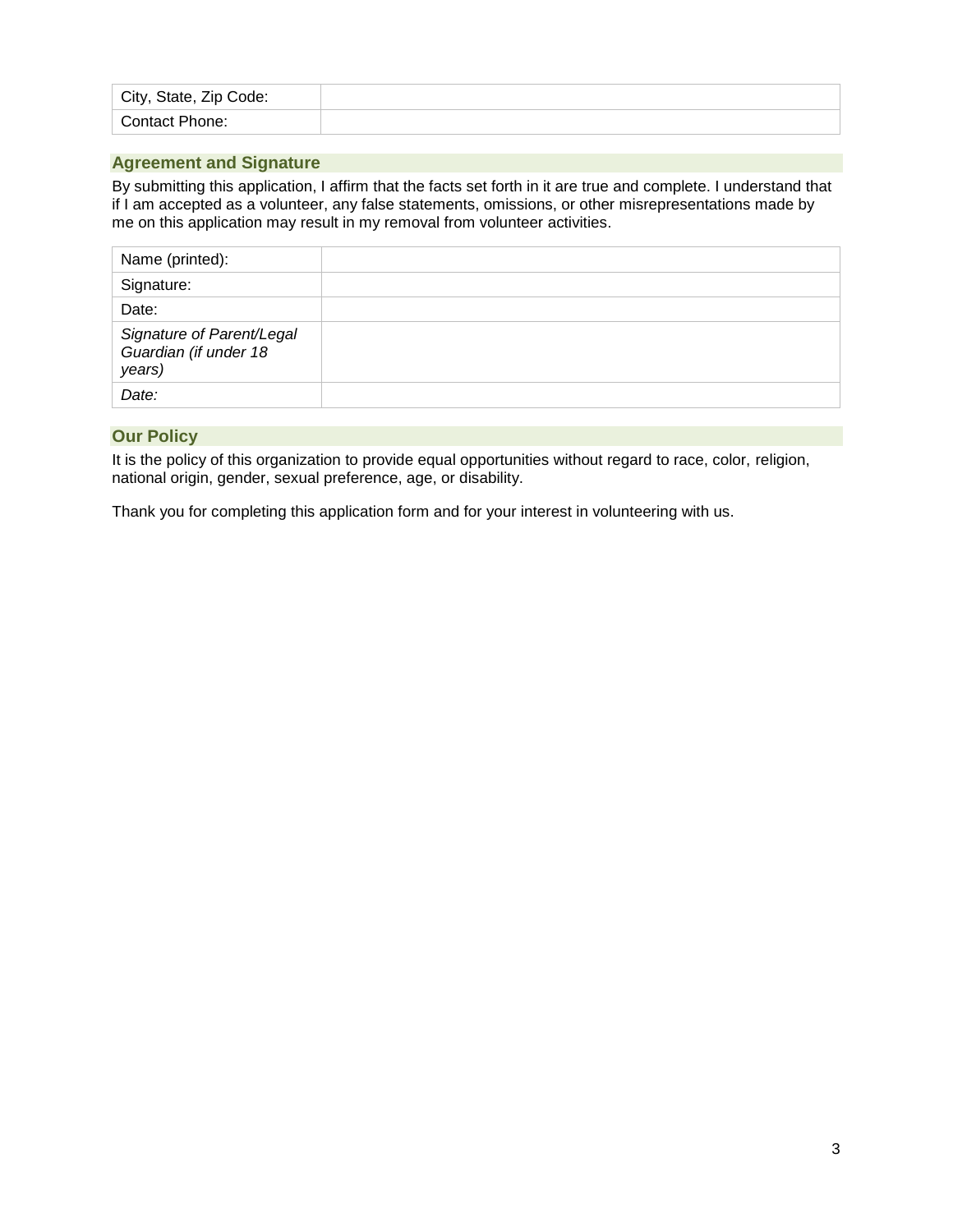| | |
|---|---|
| City, State, Zip Code: | |
| Contact Phone: | |

## Agreement and Signature

By submitting this application, I affirm that the facts set forth in it are true and complete. I understand that if I am accepted as a volunteer, any false statements, omissions, or other misrepresentations made by me on this application may result in my removal from volunteer activities.

| | |
|---|---|
| Name (printed): | |
| Signature: | |
| Date: | |
| *Signature of Parent/Legal Guardian (if under 18 years)* | |
| *Date:* | |

## Our Policy

It is the policy of this organization to provide equal opportunities without regard to race, color, religion, national origin, gender, sexual preference, age, or disability.

Thank you for completing this application form and for your interest in volunteering with us.